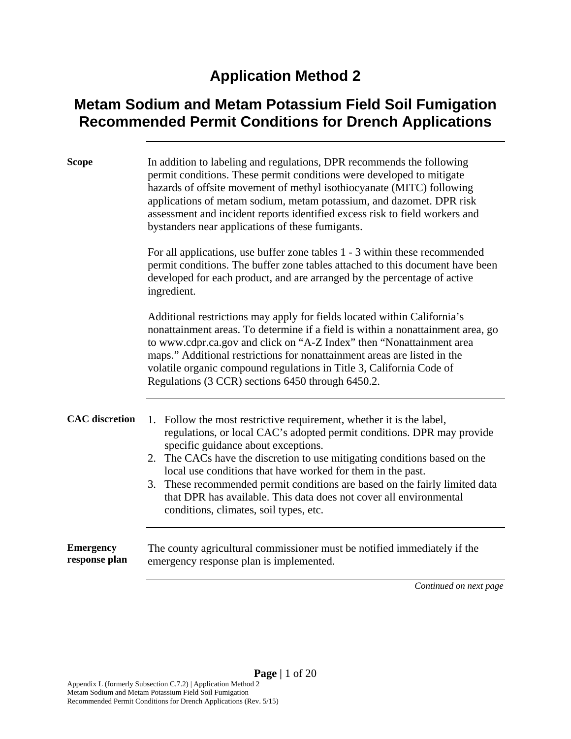# Application Method 2

## Metam Sodium and Metam Potassium Field Soil Fumigation Recommended Permit Conditions for Drench Applications

**Scope**

In addition to labeling and regulations, DPR recommends the following permit conditions. These permit conditions were developed to mitigate hazards of offsite movement of methyl isothiocyanate (MITC) following applications of metam sodium, metam potassium, and dazomet. DPR risk assessment and incident reports identified excess risk to field workers and bystanders near applications of these fumigants.

For all applications, use buffer zone tables 1 - 3 within these recommended permit conditions. The buffer zone tables attached to this document have been developed for each product, and are arranged by the percentage of active ingredient.

Additional restrictions may apply for fields located within California's nonattainment areas. To determine if a field is within a nonattainment area, go to www.cdpr.ca.gov and click on "A-Z Index" then "Nonattainment area maps." Additional restrictions for nonattainment areas are listed in the volatile organic compound regulations in Title 3, California Code of Regulations (3 CCR) sections 6450 through 6450.2.

**CAC discretion**

1. Follow the most restrictive requirement, whether it is the label, regulations, or local CAC's adopted permit conditions. DPR may provide specific guidance about exceptions.
2. The CACs have the discretion to use mitigating conditions based on the local use conditions that have worked for them in the past.
3. These recommended permit conditions are based on the fairly limited data that DPR has available. This data does not cover all environmental conditions, climates, soil types, etc.

**Emergency response plan**

The county agricultural commissioner must be notified immediately if the emergency response plan is implemented.

*Continued on next page*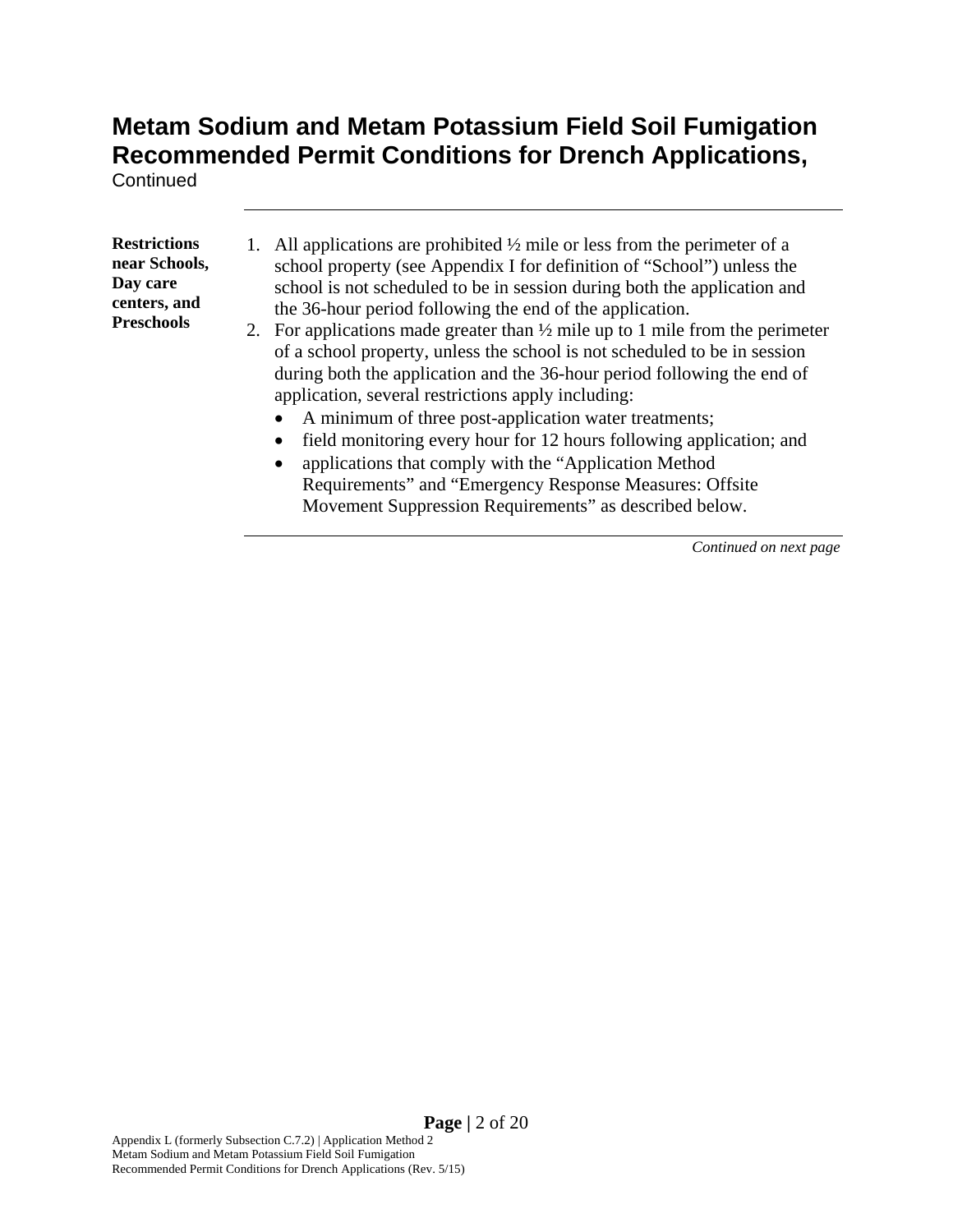# Metam Sodium and Metam Potassium Field Soil Fumigation Recommended Permit Conditions for Drench Applications,

Continued

**Restrictions near Schools, Day care centers, and Preschools**

1. All applications are prohibited ½ mile or less from the perimeter of a school property (see Appendix I for definition of "School") unless the school is not scheduled to be in session during both the application and the 36-hour period following the end of the application.
2. For applications made greater than ½ mile up to 1 mile from the perimeter of a school property, unless the school is not scheduled to be in session during both the application and the 36-hour period following the end of application, several restrictions apply including:
   - A minimum of three post-application water treatments;
   - field monitoring every hour for 12 hours following application; and
   - applications that comply with the "Application Method Requirements" and "Emergency Response Measures: Offsite Movement Suppression Requirements" as described below.

*Continued on next page*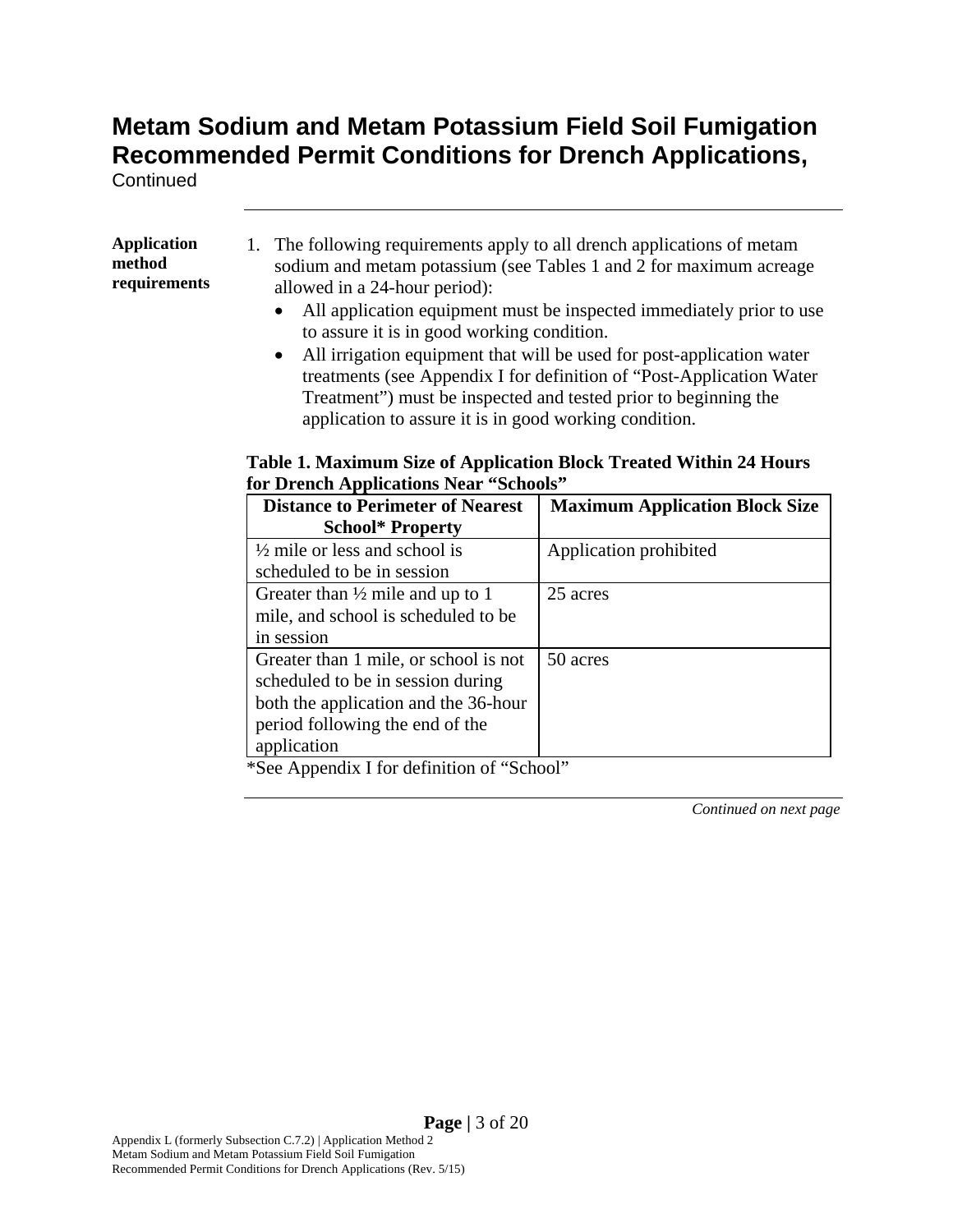# Metam Sodium and Metam Potassium Field Soil Fumigation Recommended Permit Conditions for Drench Applications,

Continued

**Application method requirements**

1. The following requirements apply to all drench applications of metam sodium and metam potassium (see Tables 1 and 2 for maximum acreage allowed in a 24-hour period):
   - All application equipment must be inspected immediately prior to use to assure it is in good working condition.
   - All irrigation equipment that will be used for post-application water treatments (see Appendix I for definition of "Post-Application Water Treatment") must be inspected and tested prior to beginning the application to assure it is in good working condition.

**Table 1. Maximum Size of Application Block Treated Within 24 Hours for Drench Applications Near "Schools"**

| Distance to Perimeter of Nearest School* Property | Maximum Application Block Size |
|---|---|
| ½ mile or less and school is scheduled to be in session | Application prohibited |
| Greater than ½ mile and up to 1 mile, and school is scheduled to be in session | 25 acres |
| Greater than 1 mile, or school is not scheduled to be in session during both the application and the 36-hour period following the end of the application | 50 acres |

*See Appendix I for definition of "School"

*Continued on next page*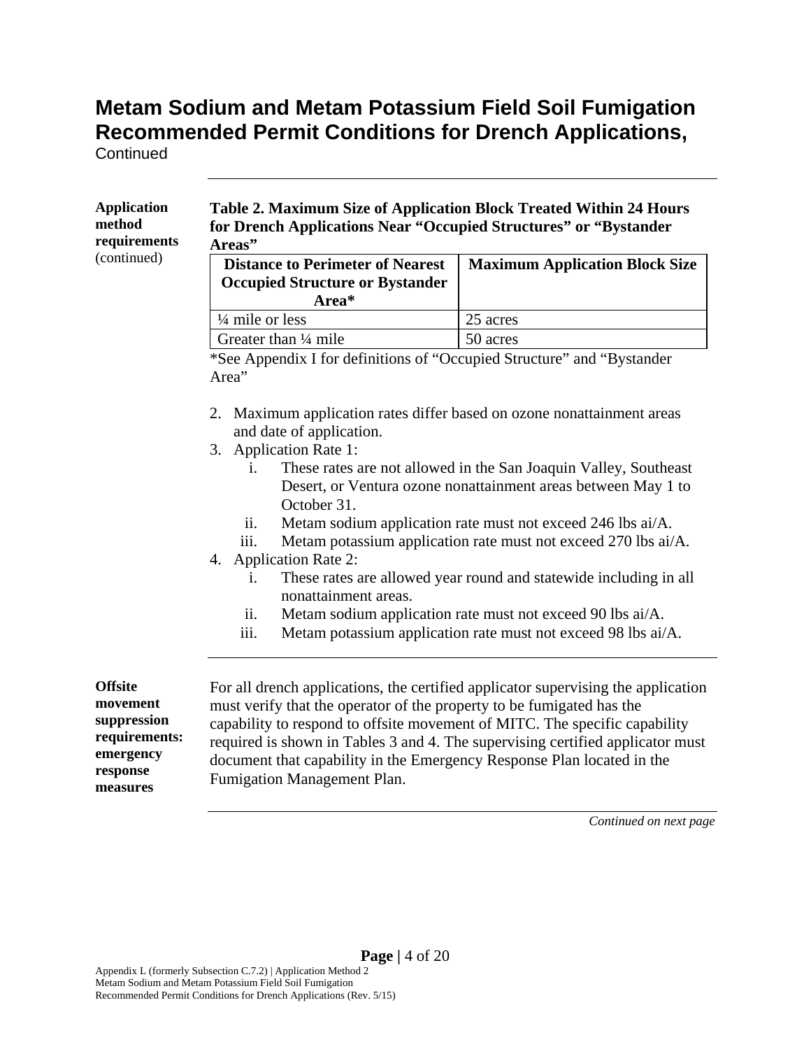# Metam Sodium and Metam Potassium Field Soil Fumigation Recommended Permit Conditions for Drench Applications,

Continued

---

**Application method requirements** (continued)

**Table 2. Maximum Size of Application Block Treated Within 24 Hours for Drench Applications Near "Occupied Structures" or "Bystander Areas"**

| Distance to Perimeter of Nearest Occupied Structure or Bystander Area* | Maximum Application Block Size |
|---|---|
| ¼ mile or less | 25 acres |
| Greater than ¼ mile | 50 acres |

*See Appendix I for definitions of "Occupied Structure" and "Bystander Area"

2. Maximum application rates differ based on ozone nonattainment areas and date of application.
3. Application Rate 1:
   i. These rates are not allowed in the San Joaquin Valley, Southeast Desert, or Ventura ozone nonattainment areas between May 1 to October 31.
   ii. Metam sodium application rate must not exceed 246 lbs ai/A.
   iii. Metam potassium application rate must not exceed 270 lbs ai/A.
4. Application Rate 2:
   i. These rates are allowed year round and statewide including in all nonattainment areas.
   ii. Metam sodium application rate must not exceed 90 lbs ai/A.
   iii. Metam potassium application rate must not exceed 98 lbs ai/A.

---

**Offsite movement suppression requirements: emergency response measures**

For all drench applications, the certified applicator supervising the application must verify that the operator of the property to be fumigated has the capability to respond to offsite movement of MITC. The specific capability required is shown in Tables 3 and 4. The supervising certified applicator must document that capability in the Emergency Response Plan located in the Fumigation Management Plan.

*Continued on next page*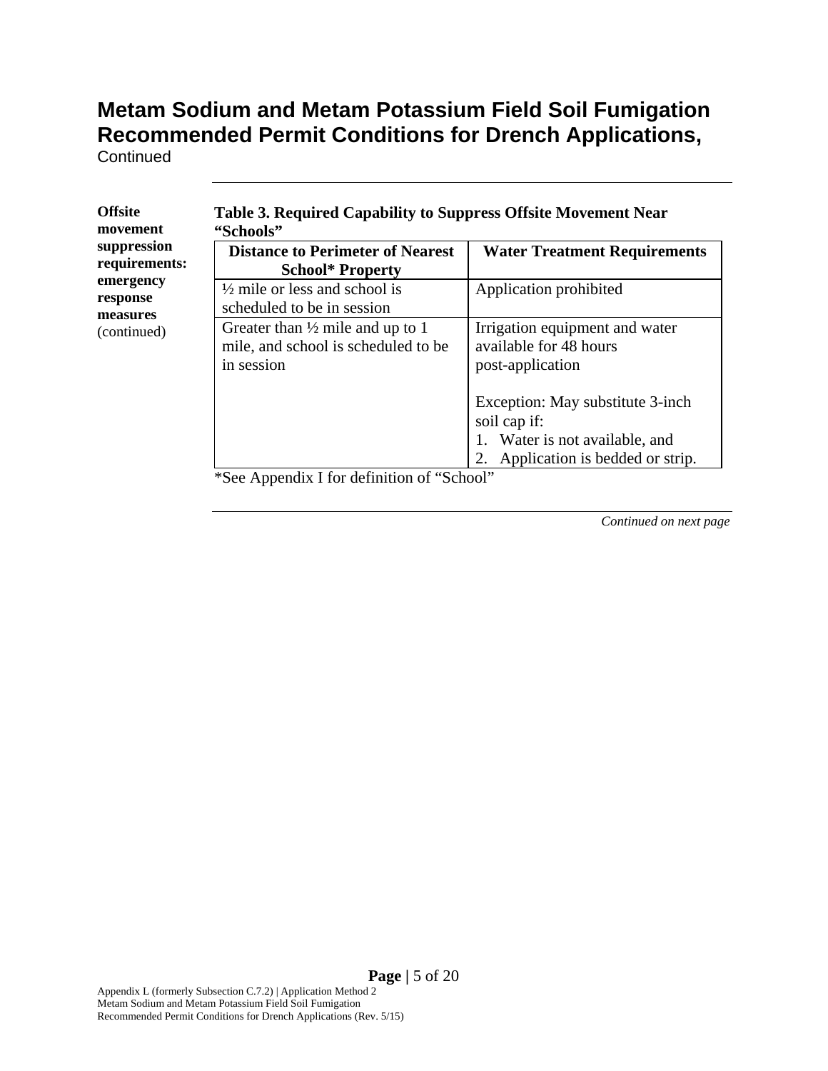# Metam Sodium and Metam Potassium Field Soil Fumigation Recommended Permit Conditions for Drench Applications,

Continued

**Offsite movement suppression requirements: emergency response measures** (continued)

**Table 3. Required Capability to Suppress Offsite Movement Near "Schools"**

| Distance to Perimeter of Nearest School* Property | Water Treatment Requirements |
|---|---|
| ½ mile or less and school is scheduled to be in session | Application prohibited |
| Greater than ½ mile and up to 1 mile, and school is scheduled to be in session | Irrigation equipment and water available for 48 hours post-application<br><br>Exception: May substitute 3-inch soil cap if:<br>1. Water is not available, and<br>2. Application is bedded or strip. |

*See Appendix I for definition of "School"

*Continued on next page*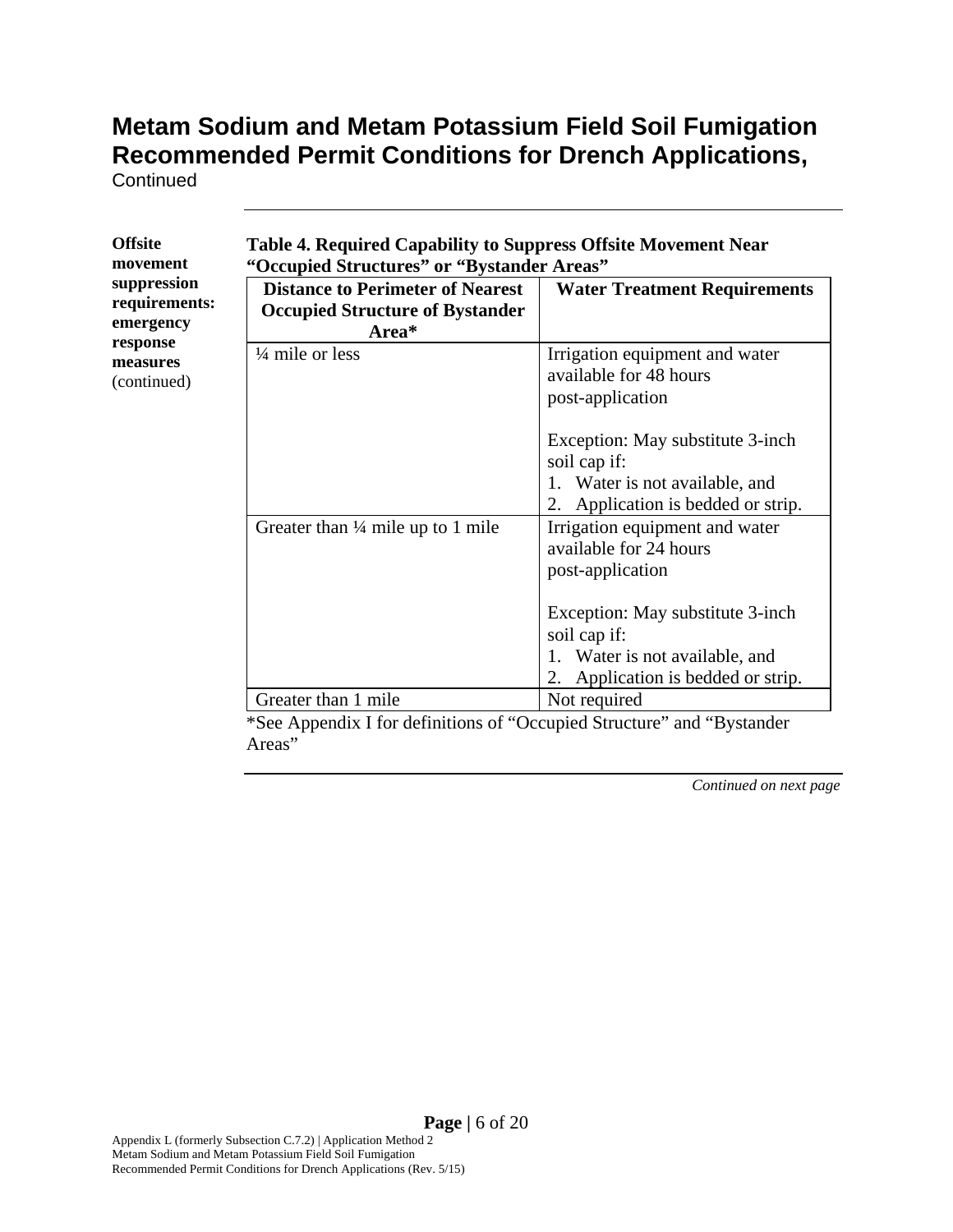# Metam Sodium and Metam Potassium Field Soil Fumigation Recommended Permit Conditions for Drench Applications,

Continued

---

**Offsite movement suppression requirements: emergency response measures** (continued)

**Table 4. Required Capability to Suppress Offsite Movement Near "Occupied Structures" or "Bystander Areas"**

| Distance to Perimeter of Nearest Occupied Structure of Bystander Area* | Water Treatment Requirements |
| --- | --- |
| ¼ mile or less | Irrigation equipment and water available for 48 hours post-application<br><br>Exception: May substitute 3-inch soil cap if:<br>1. Water is not available, and<br>2. Application is bedded or strip. |
| Greater than ¼ mile up to 1 mile | Irrigation equipment and water available for 24 hours post-application<br><br>Exception: May substitute 3-inch soil cap if:<br>1. Water is not available, and<br>2. Application is bedded or strip. |
| Greater than 1 mile | Not required |

*See Appendix I for definitions of "Occupied Structure" and "Bystander Areas"

---

*Continued on next page*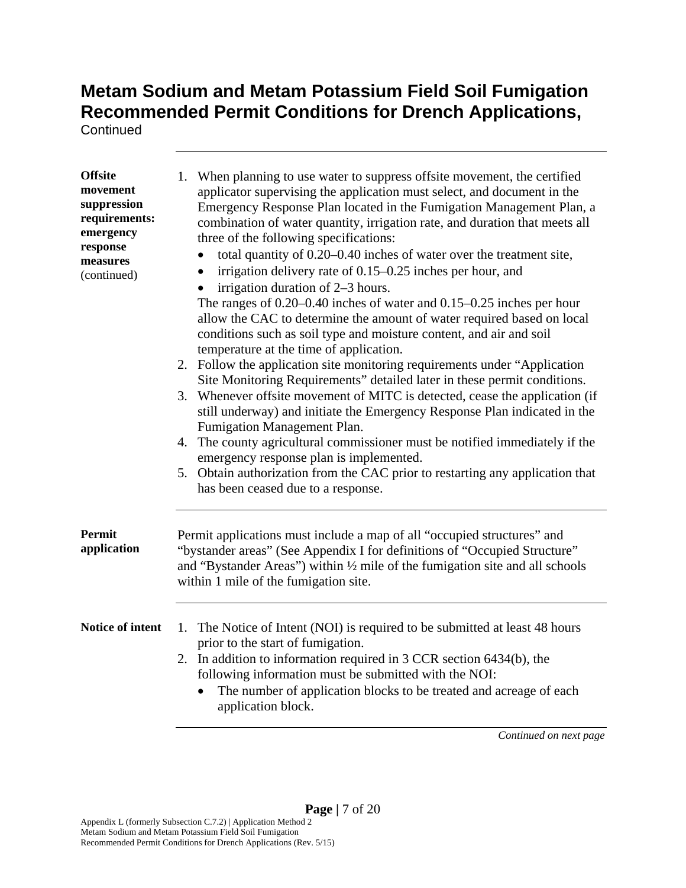# Metam Sodium and Metam Potassium Field Soil Fumigation Recommended Permit Conditions for Drench Applications,

Continued

**Offsite movement suppression requirements: emergency response measures** (continued)

1. When planning to use water to suppress offsite movement, the certified applicator supervising the application must select, and document in the Emergency Response Plan located in the Fumigation Management Plan, a combination of water quantity, irrigation rate, and duration that meets all three of the following specifications:
   - total quantity of 0.20–0.40 inches of water over the treatment site,
   - irrigation delivery rate of 0.15–0.25 inches per hour, and
   - irrigation duration of 2–3 hours.

   The ranges of 0.20–0.40 inches of water and 0.15–0.25 inches per hour allow the CAC to determine the amount of water required based on local conditions such as soil type and moisture content, and air and soil temperature at the time of application.
2. Follow the application site monitoring requirements under "Application Site Monitoring Requirements" detailed later in these permit conditions.
3. Whenever offsite movement of MITC is detected, cease the application (if still underway) and initiate the Emergency Response Plan indicated in the Fumigation Management Plan.
4. The county agricultural commissioner must be notified immediately if the emergency response plan is implemented.
5. Obtain authorization from the CAC prior to restarting any application that has been ceased due to a response.

**Permit application**

Permit applications must include a map of all "occupied structures" and "bystander areas" (See Appendix I for definitions of "Occupied Structure" and "Bystander Areas") within ½ mile of the fumigation site and all schools within 1 mile of the fumigation site.

**Notice of intent**

1. The Notice of Intent (NOI) is required to be submitted at least 48 hours prior to the start of fumigation.
2. In addition to information required in 3 CCR section 6434(b), the following information must be submitted with the NOI:
   - The number of application blocks to be treated and acreage of each application block.

*Continued on next page*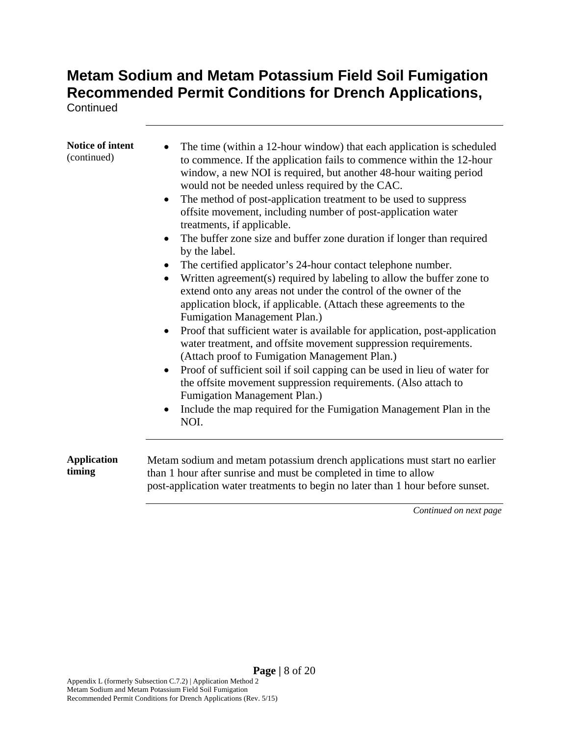# Metam Sodium and Metam Potassium Field Soil Fumigation Recommended Permit Conditions for Drench Applications,

Continued

**Notice of intent** (continued)

- The time (within a 12-hour window) that each application is scheduled to commence. If the application fails to commence within the 12-hour window, a new NOI is required, but another 48-hour waiting period would not be needed unless required by the CAC.
- The method of post-application treatment to be used to suppress offsite movement, including number of post-application water treatments, if applicable.
- The buffer zone size and buffer zone duration if longer than required by the label.
- The certified applicator's 24-hour contact telephone number.
- Written agreement(s) required by labeling to allow the buffer zone to extend onto any areas not under the control of the owner of the application block, if applicable. (Attach these agreements to the Fumigation Management Plan.)
- Proof that sufficient water is available for application, post-application water treatment, and offsite movement suppression requirements. (Attach proof to Fumigation Management Plan.)
- Proof of sufficient soil if soil capping can be used in lieu of water for the offsite movement suppression requirements. (Also attach to Fumigation Management Plan.)
- Include the map required for the Fumigation Management Plan in the NOI.

**Application timing**

Metam sodium and metam potassium drench applications must start no earlier than 1 hour after sunrise and must be completed in time to allow post-application water treatments to begin no later than 1 hour before sunset.

*Continued on next page*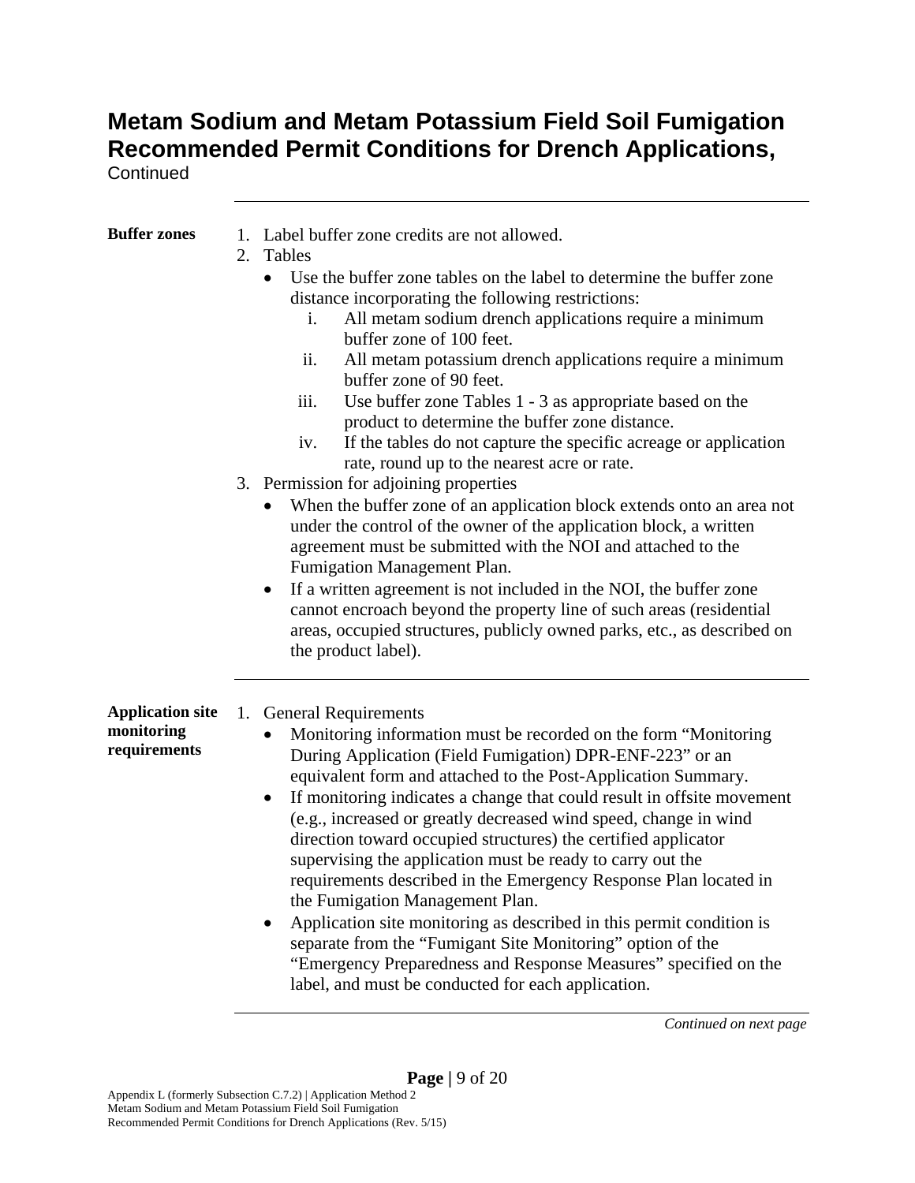# Metam Sodium and Metam Potassium Field Soil Fumigation Recommended Permit Conditions for Drench Applications,

Continued

---

**Buffer zones**

1. Label buffer zone credits are not allowed.
2. Tables
   - Use the buffer zone tables on the label to determine the buffer zone distance incorporating the following restrictions:
     i. All metam sodium drench applications require a minimum buffer zone of 100 feet.
     ii. All metam potassium drench applications require a minimum buffer zone of 90 feet.
     iii. Use buffer zone Tables 1 - 3 as appropriate based on the product to determine the buffer zone distance.
     iv. If the tables do not capture the specific acreage or application rate, round up to the nearest acre or rate.
3. Permission for adjoining properties
   - When the buffer zone of an application block extends onto an area not under the control of the owner of the application block, a written agreement must be submitted with the NOI and attached to the Fumigation Management Plan.
   - If a written agreement is not included in the NOI, the buffer zone cannot encroach beyond the property line of such areas (residential areas, occupied structures, publicly owned parks, etc., as described on the product label).

---

**Application site monitoring requirements**

1. General Requirements
   - Monitoring information must be recorded on the form "Monitoring During Application (Field Fumigation) DPR-ENF-223" or an equivalent form and attached to the Post-Application Summary.
   - If monitoring indicates a change that could result in offsite movement (e.g., increased or greatly decreased wind speed, change in wind direction toward occupied structures) the certified applicator supervising the application must be ready to carry out the requirements described in the Emergency Response Plan located in the Fumigation Management Plan.
   - Application site monitoring as described in this permit condition is separate from the "Fumigant Site Monitoring" option of the "Emergency Preparedness and Response Measures" specified on the label, and must be conducted for each application.

*Continued on next page*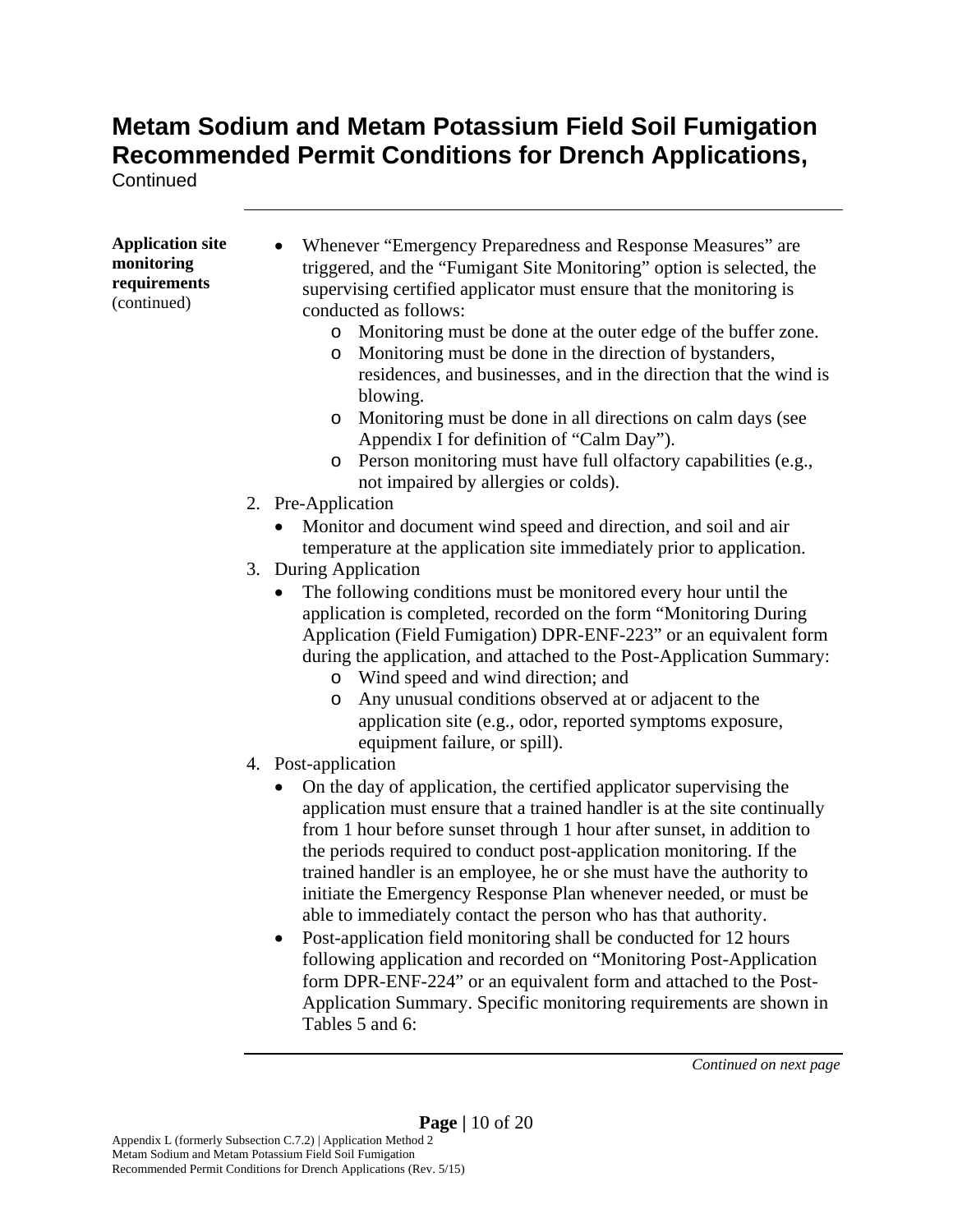# Metam Sodium and Metam Potassium Field Soil Fumigation Recommended Permit Conditions for Drench Applications,

Continued

**Application site monitoring requirements** (continued)

- Whenever "Emergency Preparedness and Response Measures" are triggered, and the "Fumigant Site Monitoring" option is selected, the supervising certified applicator must ensure that the monitoring is conducted as follows:
  - Monitoring must be done at the outer edge of the buffer zone.
  - Monitoring must be done in the direction of bystanders, residences, and businesses, and in the direction that the wind is blowing.
  - Monitoring must be done in all directions on calm days (see Appendix I for definition of "Calm Day").
  - Person monitoring must have full olfactory capabilities (e.g., not impaired by allergies or colds).

2. Pre-Application
   - Monitor and document wind speed and direction, and soil and air temperature at the application site immediately prior to application.
3. During Application
   - The following conditions must be monitored every hour until the application is completed, recorded on the form "Monitoring During Application (Field Fumigation) DPR-ENF-223" or an equivalent form during the application, and attached to the Post-Application Summary:
     - Wind speed and wind direction; and
     - Any unusual conditions observed at or adjacent to the application site (e.g., odor, reported symptoms exposure, equipment failure, or spill).
4. Post-application
   - On the day of application, the certified applicator supervising the application must ensure that a trained handler is at the site continually from 1 hour before sunset through 1 hour after sunset, in addition to the periods required to conduct post-application monitoring. If the trained handler is an employee, he or she must have the authority to initiate the Emergency Response Plan whenever needed, or must be able to immediately contact the person who has that authority.
   - Post-application field monitoring shall be conducted for 12 hours following application and recorded on "Monitoring Post-Application form DPR-ENF-224" or an equivalent form and attached to the Post-Application Summary. Specific monitoring requirements are shown in Tables 5 and 6:

*Continued on next page*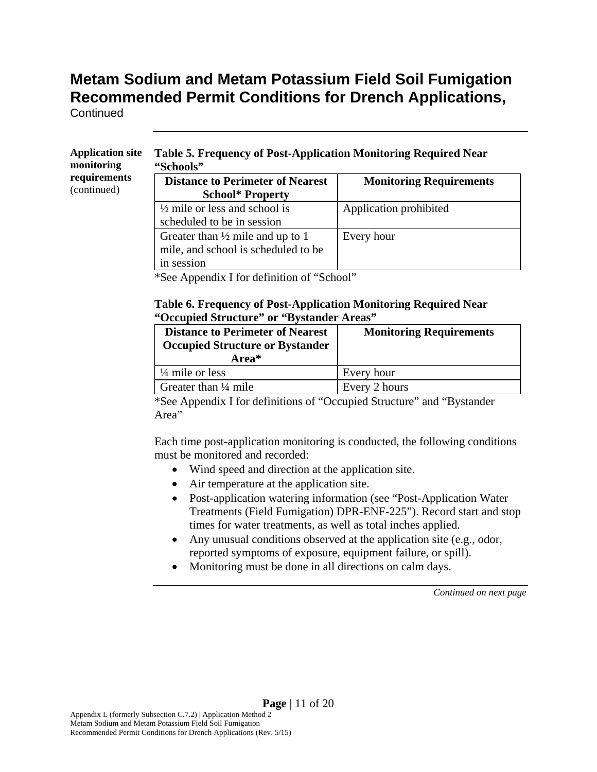# Metam Sodium and Metam Potassium Field Soil Fumigation Recommended Permit Conditions for Drench Applications,

Continued

**Application site monitoring requirements** (continued)

**Table 5. Frequency of Post-Application Monitoring Required Near "Schools"**

| Distance to Perimeter of Nearest School* Property | Monitoring Requirements |
|---|---|
| ½ mile or less and school is scheduled to be in session | Application prohibited |
| Greater than ½ mile and up to 1 mile, and school is scheduled to be in session | Every hour |

*See Appendix I for definition of "School"

**Table 6. Frequency of Post-Application Monitoring Required Near "Occupied Structure" or "Bystander Areas"**

| Distance to Perimeter of Nearest Occupied Structure or Bystander Area* | Monitoring Requirements |
|---|---|
| ¼ mile or less | Every hour |
| Greater than ¼ mile | Every 2 hours |

*See Appendix I for definitions of "Occupied Structure" and "Bystander Area"

Each time post-application monitoring is conducted, the following conditions must be monitored and recorded:

- Wind speed and direction at the application site.
- Air temperature at the application site.
- Post-application watering information (see "Post-Application Water Treatments (Field Fumigation) DPR-ENF-225"). Record start and stop times for water treatments, as well as total inches applied.
- Any unusual conditions observed at the application site (e.g., odor, reported symptoms of exposure, equipment failure, or spill).
- Monitoring must be done in all directions on calm days.

*Continued on next page*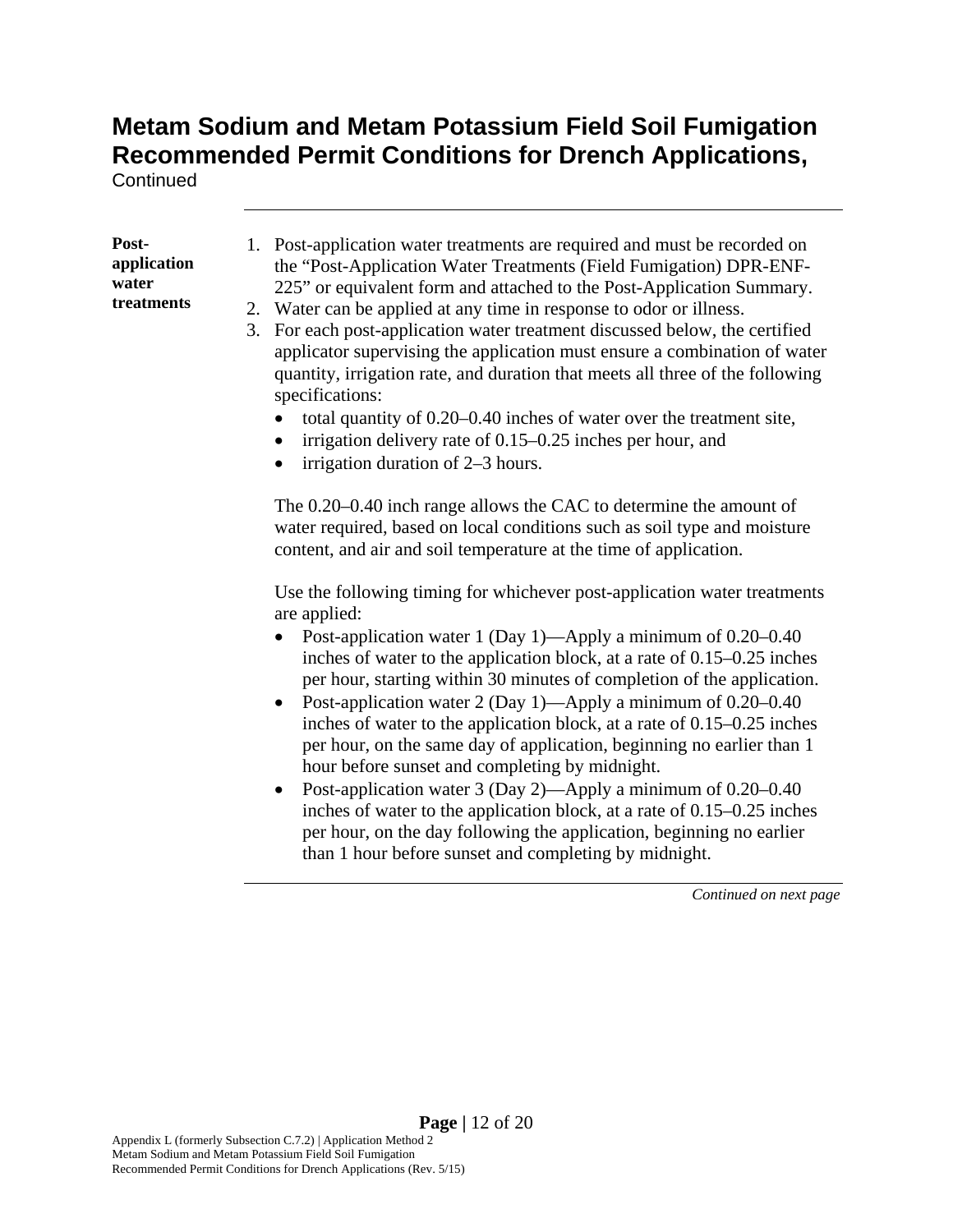# Metam Sodium and Metam Potassium Field Soil Fumigation Recommended Permit Conditions for Drench Applications,

Continued

**Post-application water treatments**

1. Post-application water treatments are required and must be recorded on the “Post-Application Water Treatments (Field Fumigation) DPR-ENF-225” or equivalent form and attached to the Post-Application Summary.
2. Water can be applied at any time in response to odor or illness.
3. For each post-application water treatment discussed below, the certified applicator supervising the application must ensure a combination of water quantity, irrigation rate, and duration that meets all three of the following specifications:
   - total quantity of 0.20–0.40 inches of water over the treatment site,
   - irrigation delivery rate of 0.15–0.25 inches per hour, and
   - irrigation duration of 2–3 hours.

   The 0.20–0.40 inch range allows the CAC to determine the amount of water required, based on local conditions such as soil type and moisture content, and air and soil temperature at the time of application.

   Use the following timing for whichever post-application water treatments are applied:
   - Post-application water 1 (Day 1)—Apply a minimum of 0.20–0.40 inches of water to the application block, at a rate of 0.15–0.25 inches per hour, starting within 30 minutes of completion of the application.
   - Post-application water 2 (Day 1)—Apply a minimum of 0.20–0.40 inches of water to the application block, at a rate of 0.15–0.25 inches per hour, on the same day of application, beginning no earlier than 1 hour before sunset and completing by midnight.
   - Post-application water 3 (Day 2)—Apply a minimum of 0.20–0.40 inches of water to the application block, at a rate of 0.15–0.25 inches per hour, on the day following the application, beginning no earlier than 1 hour before sunset and completing by midnight.

*Continued on next page*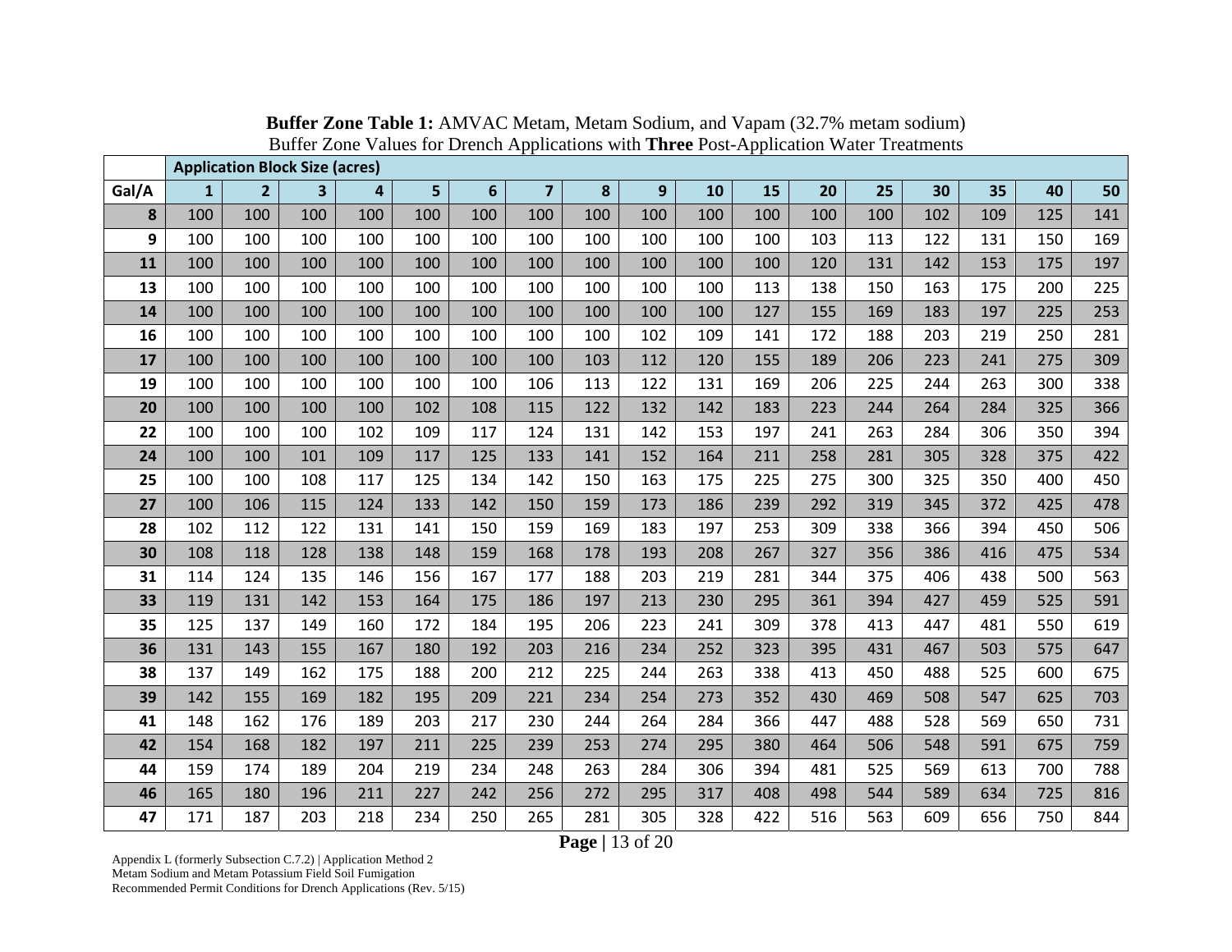**Buffer Zone Table 1:** AMVAC Metam, Metam Sodium, and Vapam (32.7% metam sodium)
Buffer Zone Values for Drench Applications with **Three** Post-Application Water Treatments

| | Application Block Size (acres) | | | | | | | | | | | | | | | | |
|---|---|---|---|---|---|---|---|---|---|---|---|---|---|---|---|---|---|
| **Gal/A** | **1** | **2** | **3** | **4** | **5** | **6** | **7** | **8** | **9** | **10** | **15** | **20** | **25** | **30** | **35** | **40** | **50** |
| **8** | 100 | 100 | 100 | 100 | 100 | 100 | 100 | 100 | 100 | 100 | 100 | 100 | 100 | 102 | 109 | 125 | 141 |
| **9** | 100 | 100 | 100 | 100 | 100 | 100 | 100 | 100 | 100 | 100 | 100 | 103 | 113 | 122 | 131 | 150 | 169 |
| **11** | 100 | 100 | 100 | 100 | 100 | 100 | 100 | 100 | 100 | 100 | 100 | 120 | 131 | 142 | 153 | 175 | 197 |
| **13** | 100 | 100 | 100 | 100 | 100 | 100 | 100 | 100 | 100 | 100 | 113 | 138 | 150 | 163 | 175 | 200 | 225 |
| **14** | 100 | 100 | 100 | 100 | 100 | 100 | 100 | 100 | 100 | 100 | 127 | 155 | 169 | 183 | 197 | 225 | 253 |
| **16** | 100 | 100 | 100 | 100 | 100 | 100 | 100 | 100 | 102 | 109 | 141 | 172 | 188 | 203 | 219 | 250 | 281 |
| **17** | 100 | 100 | 100 | 100 | 100 | 100 | 100 | 103 | 112 | 120 | 155 | 189 | 206 | 223 | 241 | 275 | 309 |
| **19** | 100 | 100 | 100 | 100 | 100 | 100 | 106 | 113 | 122 | 131 | 169 | 206 | 225 | 244 | 263 | 300 | 338 |
| **20** | 100 | 100 | 100 | 100 | 102 | 108 | 115 | 122 | 132 | 142 | 183 | 223 | 244 | 264 | 284 | 325 | 366 |
| **22** | 100 | 100 | 100 | 102 | 109 | 117 | 124 | 131 | 142 | 153 | 197 | 241 | 263 | 284 | 306 | 350 | 394 |
| **24** | 100 | 100 | 101 | 109 | 117 | 125 | 133 | 141 | 152 | 164 | 211 | 258 | 281 | 305 | 328 | 375 | 422 |
| **25** | 100 | 100 | 108 | 117 | 125 | 134 | 142 | 150 | 163 | 175 | 225 | 275 | 300 | 325 | 350 | 400 | 450 |
| **27** | 100 | 106 | 115 | 124 | 133 | 142 | 150 | 159 | 173 | 186 | 239 | 292 | 319 | 345 | 372 | 425 | 478 |
| **28** | 102 | 112 | 122 | 131 | 141 | 150 | 159 | 169 | 183 | 197 | 253 | 309 | 338 | 366 | 394 | 450 | 506 |
| **30** | 108 | 118 | 128 | 138 | 148 | 159 | 168 | 178 | 193 | 208 | 267 | 327 | 356 | 386 | 416 | 475 | 534 |
| **31** | 114 | 124 | 135 | 146 | 156 | 167 | 177 | 188 | 203 | 219 | 281 | 344 | 375 | 406 | 438 | 500 | 563 |
| **33** | 119 | 131 | 142 | 153 | 164 | 175 | 186 | 197 | 213 | 230 | 295 | 361 | 394 | 427 | 459 | 525 | 591 |
| **35** | 125 | 137 | 149 | 160 | 172 | 184 | 195 | 206 | 223 | 241 | 309 | 378 | 413 | 447 | 481 | 550 | 619 |
| **36** | 131 | 143 | 155 | 167 | 180 | 192 | 203 | 216 | 234 | 252 | 323 | 395 | 431 | 467 | 503 | 575 | 647 |
| **38** | 137 | 149 | 162 | 175 | 188 | 200 | 212 | 225 | 244 | 263 | 338 | 413 | 450 | 488 | 525 | 600 | 675 |
| **39** | 142 | 155 | 169 | 182 | 195 | 209 | 221 | 234 | 254 | 273 | 352 | 430 | 469 | 508 | 547 | 625 | 703 |
| **41** | 148 | 162 | 176 | 189 | 203 | 217 | 230 | 244 | 264 | 284 | 366 | 447 | 488 | 528 | 569 | 650 | 731 |
| **42** | 154 | 168 | 182 | 197 | 211 | 225 | 239 | 253 | 274 | 295 | 380 | 464 | 506 | 548 | 591 | 675 | 759 |
| **44** | 159 | 174 | 189 | 204 | 219 | 234 | 248 | 263 | 284 | 306 | 394 | 481 | 525 | 569 | 613 | 700 | 788 |
| **46** | 165 | 180 | 196 | 211 | 227 | 242 | 256 | 272 | 295 | 317 | 408 | 498 | 544 | 589 | 634 | 725 | 816 |
| **47** | 171 | 187 | 203 | 218 | 234 | 250 | 265 | 281 | 305 | 328 | 422 | 516 | 563 | 609 | 656 | 750 | 844 |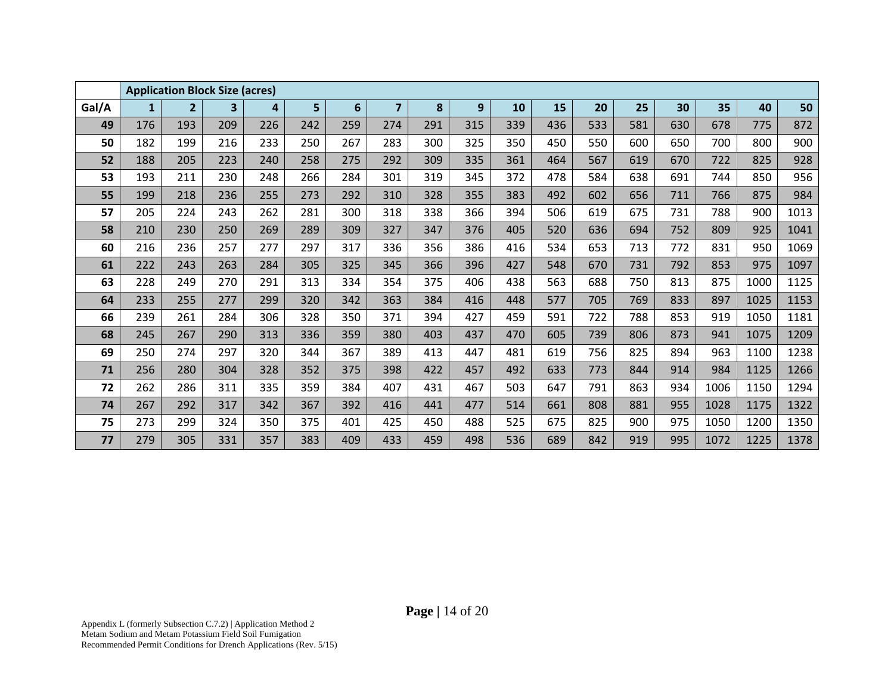| | Application Block Size (acres) | | | | | | | | | | | | | | | | |
|---|---|---|---|---|---|---|---|---|---|---|---|---|---|---|---|---|---|
| **Gal/A** | **1** | **2** | **3** | **4** | **5** | **6** | **7** | **8** | **9** | **10** | **15** | **20** | **25** | **30** | **35** | **40** | **50** |
| **49** | 176 | 193 | 209 | 226 | 242 | 259 | 274 | 291 | 315 | 339 | 436 | 533 | 581 | 630 | 678 | 775 | 872 |
| **50** | 182 | 199 | 216 | 233 | 250 | 267 | 283 | 300 | 325 | 350 | 450 | 550 | 600 | 650 | 700 | 800 | 900 |
| **52** | 188 | 205 | 223 | 240 | 258 | 275 | 292 | 309 | 335 | 361 | 464 | 567 | 619 | 670 | 722 | 825 | 928 |
| **53** | 193 | 211 | 230 | 248 | 266 | 284 | 301 | 319 | 345 | 372 | 478 | 584 | 638 | 691 | 744 | 850 | 956 |
| **55** | 199 | 218 | 236 | 255 | 273 | 292 | 310 | 328 | 355 | 383 | 492 | 602 | 656 | 711 | 766 | 875 | 984 |
| **57** | 205 | 224 | 243 | 262 | 281 | 300 | 318 | 338 | 366 | 394 | 506 | 619 | 675 | 731 | 788 | 900 | 1013 |
| **58** | 210 | 230 | 250 | 269 | 289 | 309 | 327 | 347 | 376 | 405 | 520 | 636 | 694 | 752 | 809 | 925 | 1041 |
| **60** | 216 | 236 | 257 | 277 | 297 | 317 | 336 | 356 | 386 | 416 | 534 | 653 | 713 | 772 | 831 | 950 | 1069 |
| **61** | 222 | 243 | 263 | 284 | 305 | 325 | 345 | 366 | 396 | 427 | 548 | 670 | 731 | 792 | 853 | 975 | 1097 |
| **63** | 228 | 249 | 270 | 291 | 313 | 334 | 354 | 375 | 406 | 438 | 563 | 688 | 750 | 813 | 875 | 1000 | 1125 |
| **64** | 233 | 255 | 277 | 299 | 320 | 342 | 363 | 384 | 416 | 448 | 577 | 705 | 769 | 833 | 897 | 1025 | 1153 |
| **66** | 239 | 261 | 284 | 306 | 328 | 350 | 371 | 394 | 427 | 459 | 591 | 722 | 788 | 853 | 919 | 1050 | 1181 |
| **68** | 245 | 267 | 290 | 313 | 336 | 359 | 380 | 403 | 437 | 470 | 605 | 739 | 806 | 873 | 941 | 1075 | 1209 |
| **69** | 250 | 274 | 297 | 320 | 344 | 367 | 389 | 413 | 447 | 481 | 619 | 756 | 825 | 894 | 963 | 1100 | 1238 |
| **71** | 256 | 280 | 304 | 328 | 352 | 375 | 398 | 422 | 457 | 492 | 633 | 773 | 844 | 914 | 984 | 1125 | 1266 |
| **72** | 262 | 286 | 311 | 335 | 359 | 384 | 407 | 431 | 467 | 503 | 647 | 791 | 863 | 934 | 1006 | 1150 | 1294 |
| **74** | 267 | 292 | 317 | 342 | 367 | 392 | 416 | 441 | 477 | 514 | 661 | 808 | 881 | 955 | 1028 | 1175 | 1322 |
| **75** | 273 | 299 | 324 | 350 | 375 | 401 | 425 | 450 | 488 | 525 | 675 | 825 | 900 | 975 | 1050 | 1200 | 1350 |
| **77** | 279 | 305 | 331 | 357 | 383 | 409 | 433 | 459 | 498 | 536 | 689 | 842 | 919 | 995 | 1072 | 1225 | 1378 |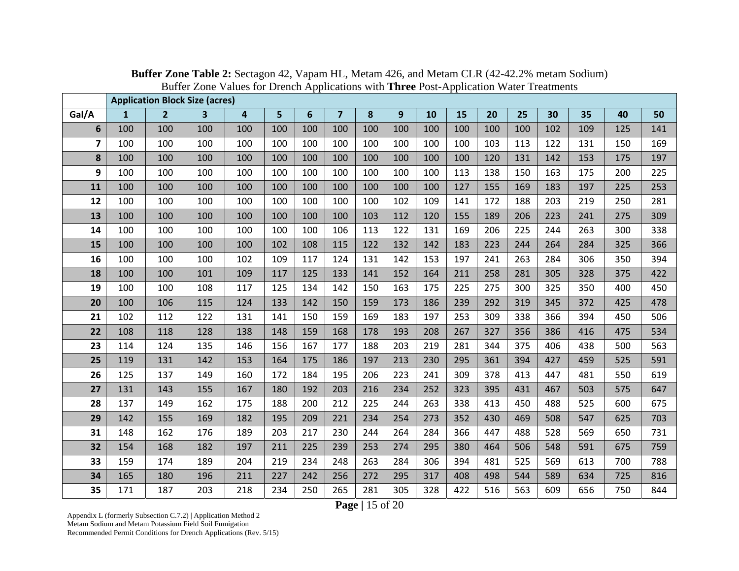**Buffer Zone Table 2:** Sectagon 42, Vapam HL, Metam 426, and Metam CLR (42-42.2% metam Sodium)
Buffer Zone Values for Drench Applications with **Three** Post-Application Water Treatments

| | Application Block Size (acres) | | | | | | | | | | | | | | | | |
|---|---|---|---|---|---|---|---|---|---|---|---|---|---|---|---|---|---|
| **Gal/A** | **1** | **2** | **3** | **4** | **5** | **6** | **7** | **8** | **9** | **10** | **15** | **20** | **25** | **30** | **35** | **40** | **50** |
| **6** | 100 | 100 | 100 | 100 | 100 | 100 | 100 | 100 | 100 | 100 | 100 | 100 | 100 | 102 | 109 | 125 | 141 |
| **7** | 100 | 100 | 100 | 100 | 100 | 100 | 100 | 100 | 100 | 100 | 100 | 103 | 113 | 122 | 131 | 150 | 169 |
| **8** | 100 | 100 | 100 | 100 | 100 | 100 | 100 | 100 | 100 | 100 | 100 | 120 | 131 | 142 | 153 | 175 | 197 |
| **9** | 100 | 100 | 100 | 100 | 100 | 100 | 100 | 100 | 100 | 100 | 113 | 138 | 150 | 163 | 175 | 200 | 225 |
| **11** | 100 | 100 | 100 | 100 | 100 | 100 | 100 | 100 | 100 | 100 | 127 | 155 | 169 | 183 | 197 | 225 | 253 |
| **12** | 100 | 100 | 100 | 100 | 100 | 100 | 100 | 100 | 102 | 109 | 141 | 172 | 188 | 203 | 219 | 250 | 281 |
| **13** | 100 | 100 | 100 | 100 | 100 | 100 | 100 | 103 | 112 | 120 | 155 | 189 | 206 | 223 | 241 | 275 | 309 |
| **14** | 100 | 100 | 100 | 100 | 100 | 100 | 106 | 113 | 122 | 131 | 169 | 206 | 225 | 244 | 263 | 300 | 338 |
| **15** | 100 | 100 | 100 | 100 | 102 | 108 | 115 | 122 | 132 | 142 | 183 | 223 | 244 | 264 | 284 | 325 | 366 |
| **16** | 100 | 100 | 100 | 102 | 109 | 117 | 124 | 131 | 142 | 153 | 197 | 241 | 263 | 284 | 306 | 350 | 394 |
| **18** | 100 | 100 | 101 | 109 | 117 | 125 | 133 | 141 | 152 | 164 | 211 | 258 | 281 | 305 | 328 | 375 | 422 |
| **19** | 100 | 100 | 108 | 117 | 125 | 134 | 142 | 150 | 163 | 175 | 225 | 275 | 300 | 325 | 350 | 400 | 450 |
| **20** | 100 | 106 | 115 | 124 | 133 | 142 | 150 | 159 | 173 | 186 | 239 | 292 | 319 | 345 | 372 | 425 | 478 |
| **21** | 102 | 112 | 122 | 131 | 141 | 150 | 159 | 169 | 183 | 197 | 253 | 309 | 338 | 366 | 394 | 450 | 506 |
| **22** | 108 | 118 | 128 | 138 | 148 | 159 | 168 | 178 | 193 | 208 | 267 | 327 | 356 | 386 | 416 | 475 | 534 |
| **23** | 114 | 124 | 135 | 146 | 156 | 167 | 177 | 188 | 203 | 219 | 281 | 344 | 375 | 406 | 438 | 500 | 563 |
| **25** | 119 | 131 | 142 | 153 | 164 | 175 | 186 | 197 | 213 | 230 | 295 | 361 | 394 | 427 | 459 | 525 | 591 |
| **26** | 125 | 137 | 149 | 160 | 172 | 184 | 195 | 206 | 223 | 241 | 309 | 378 | 413 | 447 | 481 | 550 | 619 |
| **27** | 131 | 143 | 155 | 167 | 180 | 192 | 203 | 216 | 234 | 252 | 323 | 395 | 431 | 467 | 503 | 575 | 647 |
| **28** | 137 | 149 | 162 | 175 | 188 | 200 | 212 | 225 | 244 | 263 | 338 | 413 | 450 | 488 | 525 | 600 | 675 |
| **29** | 142 | 155 | 169 | 182 | 195 | 209 | 221 | 234 | 254 | 273 | 352 | 430 | 469 | 508 | 547 | 625 | 703 |
| **31** | 148 | 162 | 176 | 189 | 203 | 217 | 230 | 244 | 264 | 284 | 366 | 447 | 488 | 528 | 569 | 650 | 731 |
| **32** | 154 | 168 | 182 | 197 | 211 | 225 | 239 | 253 | 274 | 295 | 380 | 464 | 506 | 548 | 591 | 675 | 759 |
| **33** | 159 | 174 | 189 | 204 | 219 | 234 | 248 | 263 | 284 | 306 | 394 | 481 | 525 | 569 | 613 | 700 | 788 |
| **34** | 165 | 180 | 196 | 211 | 227 | 242 | 256 | 272 | 295 | 317 | 408 | 498 | 544 | 589 | 634 | 725 | 816 |
| **35** | 171 | 187 | 203 | 218 | 234 | 250 | 265 | 281 | 305 | 328 | 422 | 516 | 563 | 609 | 656 | 750 | 844 |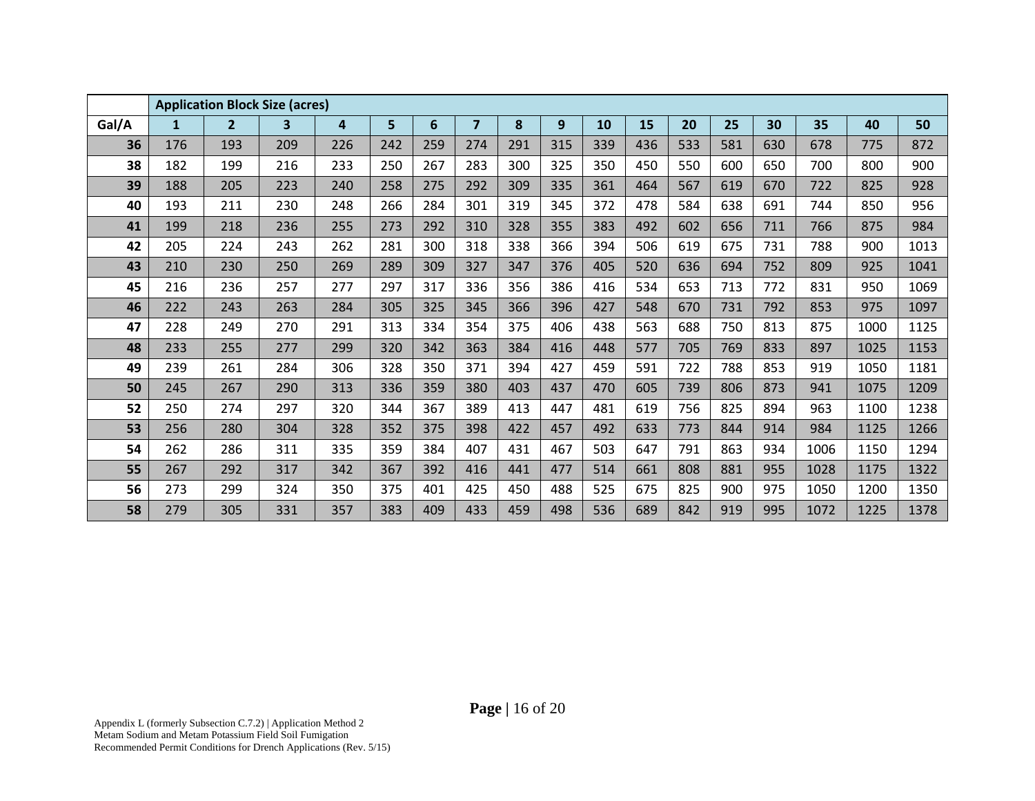| | Application Block Size (acres) | | | | | | | | | | | | | | | | |
|---|---|---|---|---|---|---|---|---|---|---|---|---|---|---|---|---|---|
| **Gal/A** | **1** | **2** | **3** | **4** | **5** | **6** | **7** | **8** | **9** | **10** | **15** | **20** | **25** | **30** | **35** | **40** | **50** |
| **36** | 176 | 193 | 209 | 226 | 242 | 259 | 274 | 291 | 315 | 339 | 436 | 533 | 581 | 630 | 678 | 775 | 872 |
| **38** | 182 | 199 | 216 | 233 | 250 | 267 | 283 | 300 | 325 | 350 | 450 | 550 | 600 | 650 | 700 | 800 | 900 |
| **39** | 188 | 205 | 223 | 240 | 258 | 275 | 292 | 309 | 335 | 361 | 464 | 567 | 619 | 670 | 722 | 825 | 928 |
| **40** | 193 | 211 | 230 | 248 | 266 | 284 | 301 | 319 | 345 | 372 | 478 | 584 | 638 | 691 | 744 | 850 | 956 |
| **41** | 199 | 218 | 236 | 255 | 273 | 292 | 310 | 328 | 355 | 383 | 492 | 602 | 656 | 711 | 766 | 875 | 984 |
| **42** | 205 | 224 | 243 | 262 | 281 | 300 | 318 | 338 | 366 | 394 | 506 | 619 | 675 | 731 | 788 | 900 | 1013 |
| **43** | 210 | 230 | 250 | 269 | 289 | 309 | 327 | 347 | 376 | 405 | 520 | 636 | 694 | 752 | 809 | 925 | 1041 |
| **45** | 216 | 236 | 257 | 277 | 297 | 317 | 336 | 356 | 386 | 416 | 534 | 653 | 713 | 772 | 831 | 950 | 1069 |
| **46** | 222 | 243 | 263 | 284 | 305 | 325 | 345 | 366 | 396 | 427 | 548 | 670 | 731 | 792 | 853 | 975 | 1097 |
| **47** | 228 | 249 | 270 | 291 | 313 | 334 | 354 | 375 | 406 | 438 | 563 | 688 | 750 | 813 | 875 | 1000 | 1125 |
| **48** | 233 | 255 | 277 | 299 | 320 | 342 | 363 | 384 | 416 | 448 | 577 | 705 | 769 | 833 | 897 | 1025 | 1153 |
| **49** | 239 | 261 | 284 | 306 | 328 | 350 | 371 | 394 | 427 | 459 | 591 | 722 | 788 | 853 | 919 | 1050 | 1181 |
| **50** | 245 | 267 | 290 | 313 | 336 | 359 | 380 | 403 | 437 | 470 | 605 | 739 | 806 | 873 | 941 | 1075 | 1209 |
| **52** | 250 | 274 | 297 | 320 | 344 | 367 | 389 | 413 | 447 | 481 | 619 | 756 | 825 | 894 | 963 | 1100 | 1238 |
| **53** | 256 | 280 | 304 | 328 | 352 | 375 | 398 | 422 | 457 | 492 | 633 | 773 | 844 | 914 | 984 | 1125 | 1266 |
| **54** | 262 | 286 | 311 | 335 | 359 | 384 | 407 | 431 | 467 | 503 | 647 | 791 | 863 | 934 | 1006 | 1150 | 1294 |
| **55** | 267 | 292 | 317 | 342 | 367 | 392 | 416 | 441 | 477 | 514 | 661 | 808 | 881 | 955 | 1028 | 1175 | 1322 |
| **56** | 273 | 299 | 324 | 350 | 375 | 401 | 425 | 450 | 488 | 525 | 675 | 825 | 900 | 975 | 1050 | 1200 | 1350 |
| **58** | 279 | 305 | 331 | 357 | 383 | 409 | 433 | 459 | 498 | 536 | 689 | 842 | 919 | 995 | 1072 | 1225 | 1378 |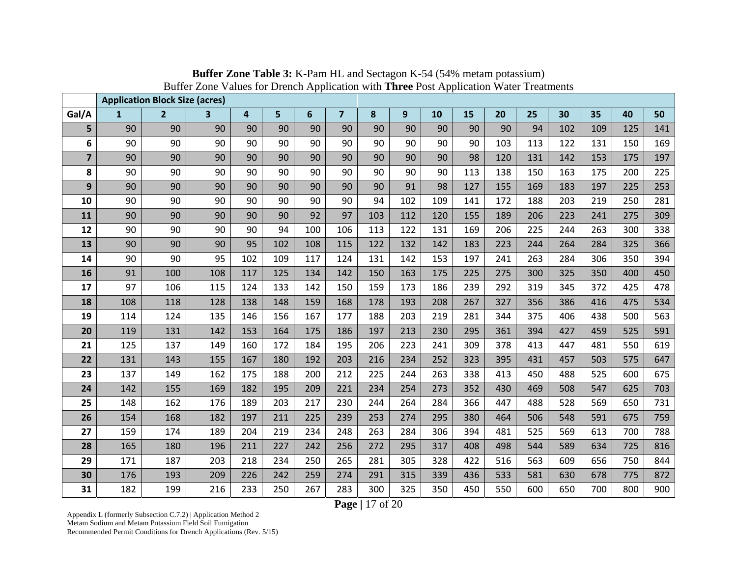**Buffer Zone Table 3:** K-Pam HL and Sectagon K-54 (54% metam potassium)
Buffer Zone Values for Drench Application with **Three** Post Application Water Treatments

| | Application Block Size (acres) | | | | | | | | | | | | | | | | |
|---|---|---|---|---|---|---|---|---|---|---|---|---|---|---|---|---|---|
| **Gal/A** | **1** | **2** | **3** | **4** | **5** | **6** | **7** | **8** | **9** | **10** | **15** | **20** | **25** | **30** | **35** | **40** | **50** |
| **5** | 90 | 90 | 90 | 90 | 90 | 90 | 90 | 90 | 90 | 90 | 90 | 90 | 94 | 102 | 109 | 125 | 141 |
| **6** | 90 | 90 | 90 | 90 | 90 | 90 | 90 | 90 | 90 | 90 | 90 | 103 | 113 | 122 | 131 | 150 | 169 |
| **7** | 90 | 90 | 90 | 90 | 90 | 90 | 90 | 90 | 90 | 90 | 98 | 120 | 131 | 142 | 153 | 175 | 197 |
| **8** | 90 | 90 | 90 | 90 | 90 | 90 | 90 | 90 | 90 | 90 | 113 | 138 | 150 | 163 | 175 | 200 | 225 |
| **9** | 90 | 90 | 90 | 90 | 90 | 90 | 90 | 90 | 91 | 98 | 127 | 155 | 169 | 183 | 197 | 225 | 253 |
| **10** | 90 | 90 | 90 | 90 | 90 | 90 | 90 | 94 | 102 | 109 | 141 | 172 | 188 | 203 | 219 | 250 | 281 |
| **11** | 90 | 90 | 90 | 90 | 90 | 92 | 97 | 103 | 112 | 120 | 155 | 189 | 206 | 223 | 241 | 275 | 309 |
| **12** | 90 | 90 | 90 | 90 | 94 | 100 | 106 | 113 | 122 | 131 | 169 | 206 | 225 | 244 | 263 | 300 | 338 |
| **13** | 90 | 90 | 90 | 95 | 102 | 108 | 115 | 122 | 132 | 142 | 183 | 223 | 244 | 264 | 284 | 325 | 366 |
| **14** | 90 | 90 | 95 | 102 | 109 | 117 | 124 | 131 | 142 | 153 | 197 | 241 | 263 | 284 | 306 | 350 | 394 |
| **16** | 91 | 100 | 108 | 117 | 125 | 134 | 142 | 150 | 163 | 175 | 225 | 275 | 300 | 325 | 350 | 400 | 450 |
| **17** | 97 | 106 | 115 | 124 | 133 | 142 | 150 | 159 | 173 | 186 | 239 | 292 | 319 | 345 | 372 | 425 | 478 |
| **18** | 108 | 118 | 128 | 138 | 148 | 159 | 168 | 178 | 193 | 208 | 267 | 327 | 356 | 386 | 416 | 475 | 534 |
| **19** | 114 | 124 | 135 | 146 | 156 | 167 | 177 | 188 | 203 | 219 | 281 | 344 | 375 | 406 | 438 | 500 | 563 |
| **20** | 119 | 131 | 142 | 153 | 164 | 175 | 186 | 197 | 213 | 230 | 295 | 361 | 394 | 427 | 459 | 525 | 591 |
| **21** | 125 | 137 | 149 | 160 | 172 | 184 | 195 | 206 | 223 | 241 | 309 | 378 | 413 | 447 | 481 | 550 | 619 |
| **22** | 131 | 143 | 155 | 167 | 180 | 192 | 203 | 216 | 234 | 252 | 323 | 395 | 431 | 457 | 503 | 575 | 647 |
| **23** | 137 | 149 | 162 | 175 | 188 | 200 | 212 | 225 | 244 | 263 | 338 | 413 | 450 | 488 | 525 | 600 | 675 |
| **24** | 142 | 155 | 169 | 182 | 195 | 209 | 221 | 234 | 254 | 273 | 352 | 430 | 469 | 508 | 547 | 625 | 703 |
| **25** | 148 | 162 | 176 | 189 | 203 | 217 | 230 | 244 | 264 | 284 | 366 | 447 | 488 | 528 | 569 | 650 | 731 |
| **26** | 154 | 168 | 182 | 197 | 211 | 225 | 239 | 253 | 274 | 295 | 380 | 464 | 506 | 548 | 591 | 675 | 759 |
| **27** | 159 | 174 | 189 | 204 | 219 | 234 | 248 | 263 | 284 | 306 | 394 | 481 | 525 | 569 | 613 | 700 | 788 |
| **28** | 165 | 180 | 196 | 211 | 227 | 242 | 256 | 272 | 295 | 317 | 408 | 498 | 544 | 589 | 634 | 725 | 816 |
| **29** | 171 | 187 | 203 | 218 | 234 | 250 | 265 | 281 | 305 | 328 | 422 | 516 | 563 | 609 | 656 | 750 | 844 |
| **30** | 176 | 193 | 209 | 226 | 242 | 259 | 274 | 291 | 315 | 339 | 436 | 533 | 581 | 630 | 678 | 775 | 872 |
| **31** | 182 | 199 | 216 | 233 | 250 | 267 | 283 | 300 | 325 | 350 | 450 | 550 | 600 | 650 | 700 | 800 | 900 |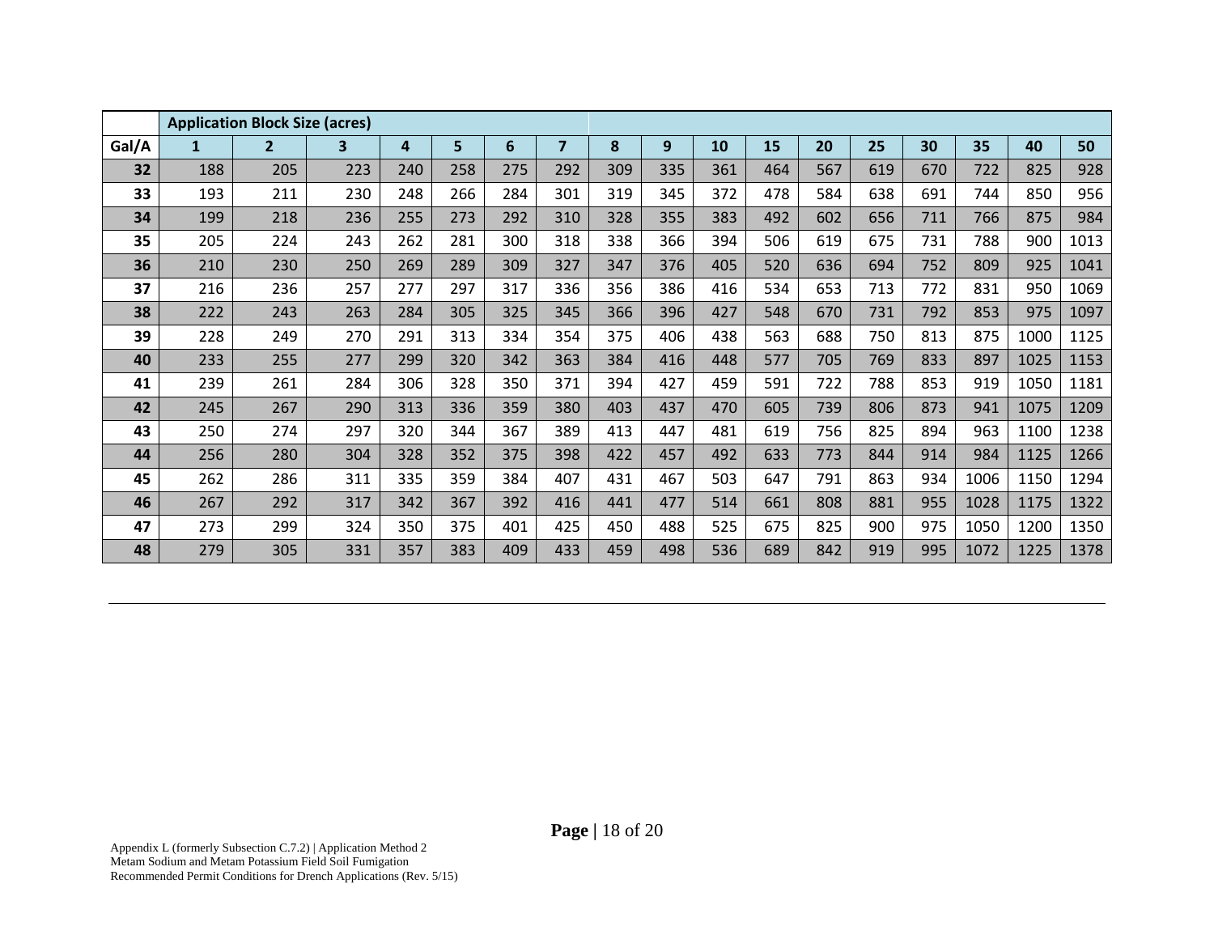| | Application Block Size (acres) | | | | | | | | | | | | | | | | |
|---|---|---|---|---|---|---|---|---|---|---|---|---|---|---|---|---|---|
| Gal/A | 1 | 2 | 3 | 4 | 5 | 6 | 7 | 8 | 9 | 10 | 15 | 20 | 25 | 30 | 35 | 40 | 50 |
| 32 | 188 | 205 | 223 | 240 | 258 | 275 | 292 | 309 | 335 | 361 | 464 | 567 | 619 | 670 | 722 | 825 | 928 |
| 33 | 193 | 211 | 230 | 248 | 266 | 284 | 301 | 319 | 345 | 372 | 478 | 584 | 638 | 691 | 744 | 850 | 956 |
| 34 | 199 | 218 | 236 | 255 | 273 | 292 | 310 | 328 | 355 | 383 | 492 | 602 | 656 | 711 | 766 | 875 | 984 |
| 35 | 205 | 224 | 243 | 262 | 281 | 300 | 318 | 338 | 366 | 394 | 506 | 619 | 675 | 731 | 788 | 900 | 1013 |
| 36 | 210 | 230 | 250 | 269 | 289 | 309 | 327 | 347 | 376 | 405 | 520 | 636 | 694 | 752 | 809 | 925 | 1041 |
| 37 | 216 | 236 | 257 | 277 | 297 | 317 | 336 | 356 | 386 | 416 | 534 | 653 | 713 | 772 | 831 | 950 | 1069 |
| 38 | 222 | 243 | 263 | 284 | 305 | 325 | 345 | 366 | 396 | 427 | 548 | 670 | 731 | 792 | 853 | 975 | 1097 |
| 39 | 228 | 249 | 270 | 291 | 313 | 334 | 354 | 375 | 406 | 438 | 563 | 688 | 750 | 813 | 875 | 1000 | 1125 |
| 40 | 233 | 255 | 277 | 299 | 320 | 342 | 363 | 384 | 416 | 448 | 577 | 705 | 769 | 833 | 897 | 1025 | 1153 |
| 41 | 239 | 261 | 284 | 306 | 328 | 350 | 371 | 394 | 427 | 459 | 591 | 722 | 788 | 853 | 919 | 1050 | 1181 |
| 42 | 245 | 267 | 290 | 313 | 336 | 359 | 380 | 403 | 437 | 470 | 605 | 739 | 806 | 873 | 941 | 1075 | 1209 |
| 43 | 250 | 274 | 297 | 320 | 344 | 367 | 389 | 413 | 447 | 481 | 619 | 756 | 825 | 894 | 963 | 1100 | 1238 |
| 44 | 256 | 280 | 304 | 328 | 352 | 375 | 398 | 422 | 457 | 492 | 633 | 773 | 844 | 914 | 984 | 1125 | 1266 |
| 45 | 262 | 286 | 311 | 335 | 359 | 384 | 407 | 431 | 467 | 503 | 647 | 791 | 863 | 934 | 1006 | 1150 | 1294 |
| 46 | 267 | 292 | 317 | 342 | 367 | 392 | 416 | 441 | 477 | 514 | 661 | 808 | 881 | 955 | 1028 | 1175 | 1322 |
| 47 | 273 | 299 | 324 | 350 | 375 | 401 | 425 | 450 | 488 | 525 | 675 | 825 | 900 | 975 | 1050 | 1200 | 1350 |
| 48 | 279 | 305 | 331 | 357 | 383 | 409 | 433 | 459 | 498 | 536 | 689 | 842 | 919 | 995 | 1072 | 1225 | 1378 |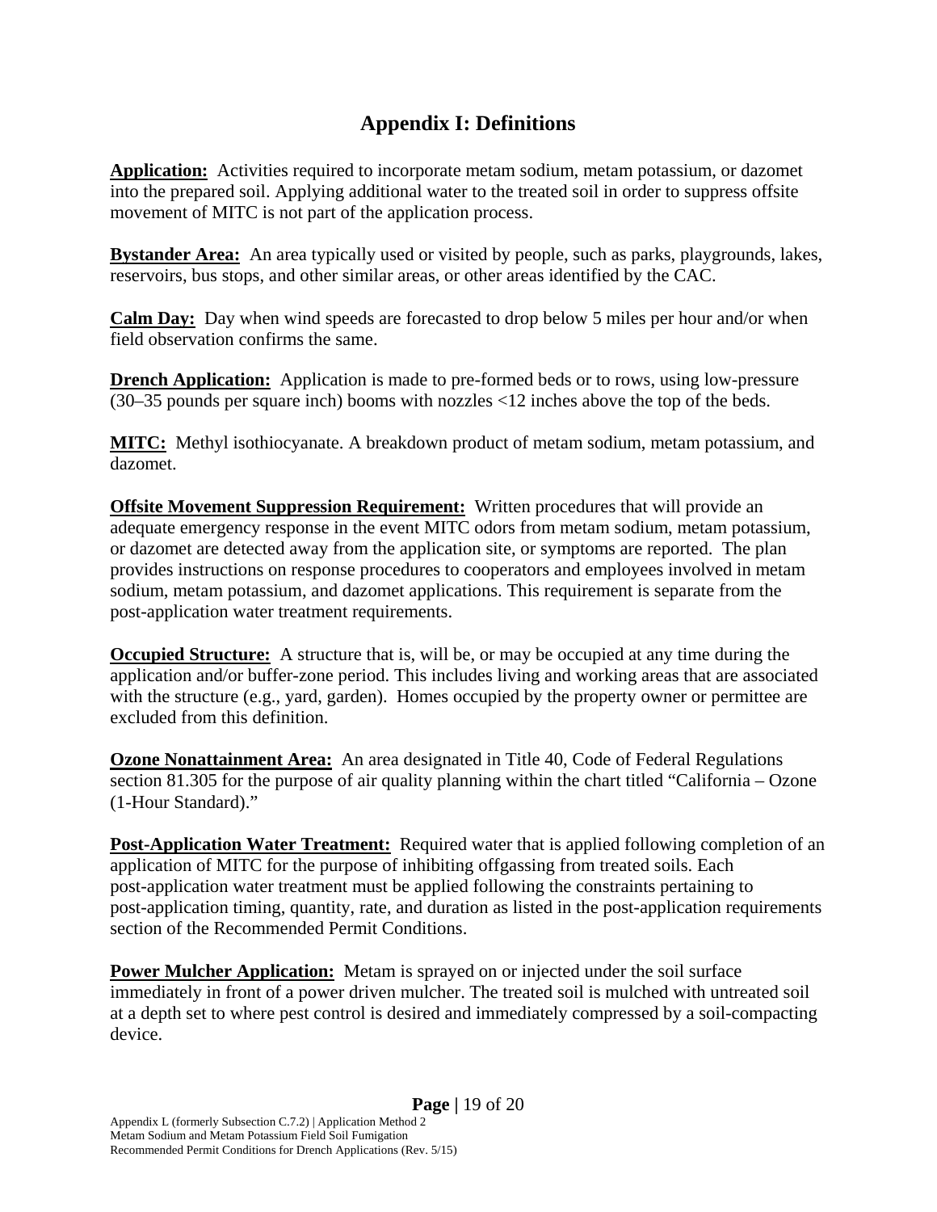# Appendix I: Definitions

**Application:** Activities required to incorporate metam sodium, metam potassium, or dazomet into the prepared soil. Applying additional water to the treated soil in order to suppress offsite movement of MITC is not part of the application process.

**Bystander Area:** An area typically used or visited by people, such as parks, playgrounds, lakes, reservoirs, bus stops, and other similar areas, or other areas identified by the CAC.

**Calm Day:** Day when wind speeds are forecasted to drop below 5 miles per hour and/or when field observation confirms the same.

**Drench Application:** Application is made to pre-formed beds or to rows, using low-pressure (30–35 pounds per square inch) booms with nozzles <12 inches above the top of the beds.

**MITC:** Methyl isothiocyanate. A breakdown product of metam sodium, metam potassium, and dazomet.

**Offsite Movement Suppression Requirement:** Written procedures that will provide an adequate emergency response in the event MITC odors from metam sodium, metam potassium, or dazomet are detected away from the application site, or symptoms are reported. The plan provides instructions on response procedures to cooperators and employees involved in metam sodium, metam potassium, and dazomet applications. This requirement is separate from the post-application water treatment requirements.

**Occupied Structure:** A structure that is, will be, or may be occupied at any time during the application and/or buffer-zone period. This includes living and working areas that are associated with the structure (e.g., yard, garden). Homes occupied by the property owner or permittee are excluded from this definition.

**Ozone Nonattainment Area:** An area designated in Title 40, Code of Federal Regulations section 81.305 for the purpose of air quality planning within the chart titled "California – Ozone (1-Hour Standard)."

**Post-Application Water Treatment:** Required water that is applied following completion of an application of MITC for the purpose of inhibiting offgassing from treated soils. Each post-application water treatment must be applied following the constraints pertaining to post-application timing, quantity, rate, and duration as listed in the post-application requirements section of the Recommended Permit Conditions.

**Power Mulcher Application:** Metam is sprayed on or injected under the soil surface immediately in front of a power driven mulcher. The treated soil is mulched with untreated soil at a depth set to where pest control is desired and immediately compressed by a soil-compacting device.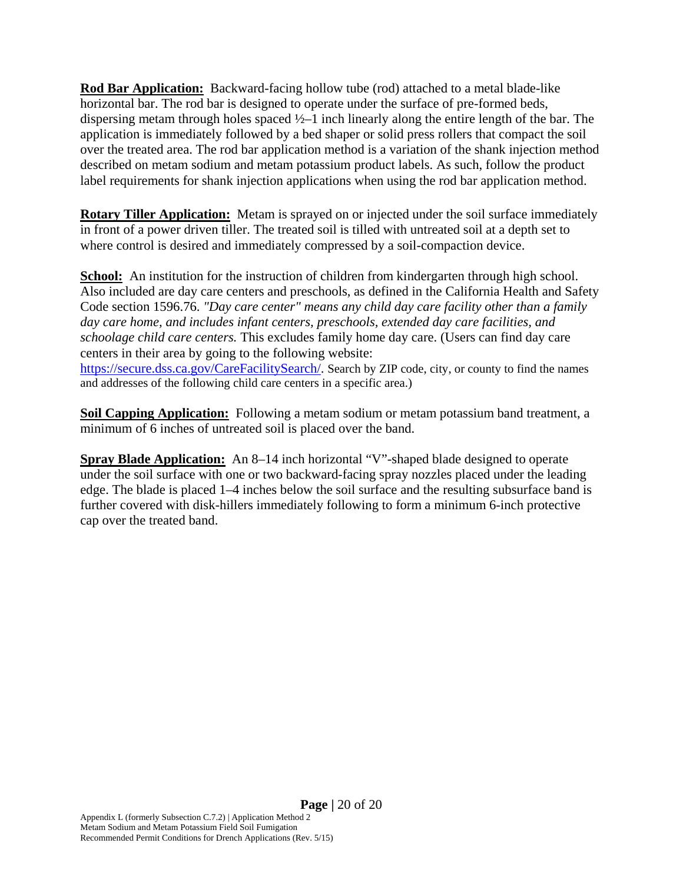**Rod Bar Application:** Backward-facing hollow tube (rod) attached to a metal blade-like horizontal bar. The rod bar is designed to operate under the surface of pre-formed beds, dispersing metam through holes spaced ½–1 inch linearly along the entire length of the bar. The application is immediately followed by a bed shaper or solid press rollers that compact the soil over the treated area. The rod bar application method is a variation of the shank injection method described on metam sodium and metam potassium product labels. As such, follow the product label requirements for shank injection applications when using the rod bar application method.

**Rotary Tiller Application:** Metam is sprayed on or injected under the soil surface immediately in front of a power driven tiller. The treated soil is tilled with untreated soil at a depth set to where control is desired and immediately compressed by a soil-compaction device.

**School:** An institution for the instruction of children from kindergarten through high school. Also included are day care centers and preschools, as defined in the California Health and Safety Code section 1596.76. *"Day care center" means any child day care facility other than a family day care home, and includes infant centers, preschools, extended day care facilities, and schoolage child care centers.* This excludes family home day care. (Users can find day care centers in their area by going to the following website: https://secure.dss.ca.gov/CareFacilitySearch/. Search by ZIP code, city, or county to find the names and addresses of the following child care centers in a specific area.)

**Soil Capping Application:** Following a metam sodium or metam potassium band treatment, a minimum of 6 inches of untreated soil is placed over the band.

**Spray Blade Application:** An 8–14 inch horizontal "V"-shaped blade designed to operate under the soil surface with one or two backward-facing spray nozzles placed under the leading edge. The blade is placed 1–4 inches below the soil surface and the resulting subsurface band is further covered with disk-hillers immediately following to form a minimum 6-inch protective cap over the treated band.